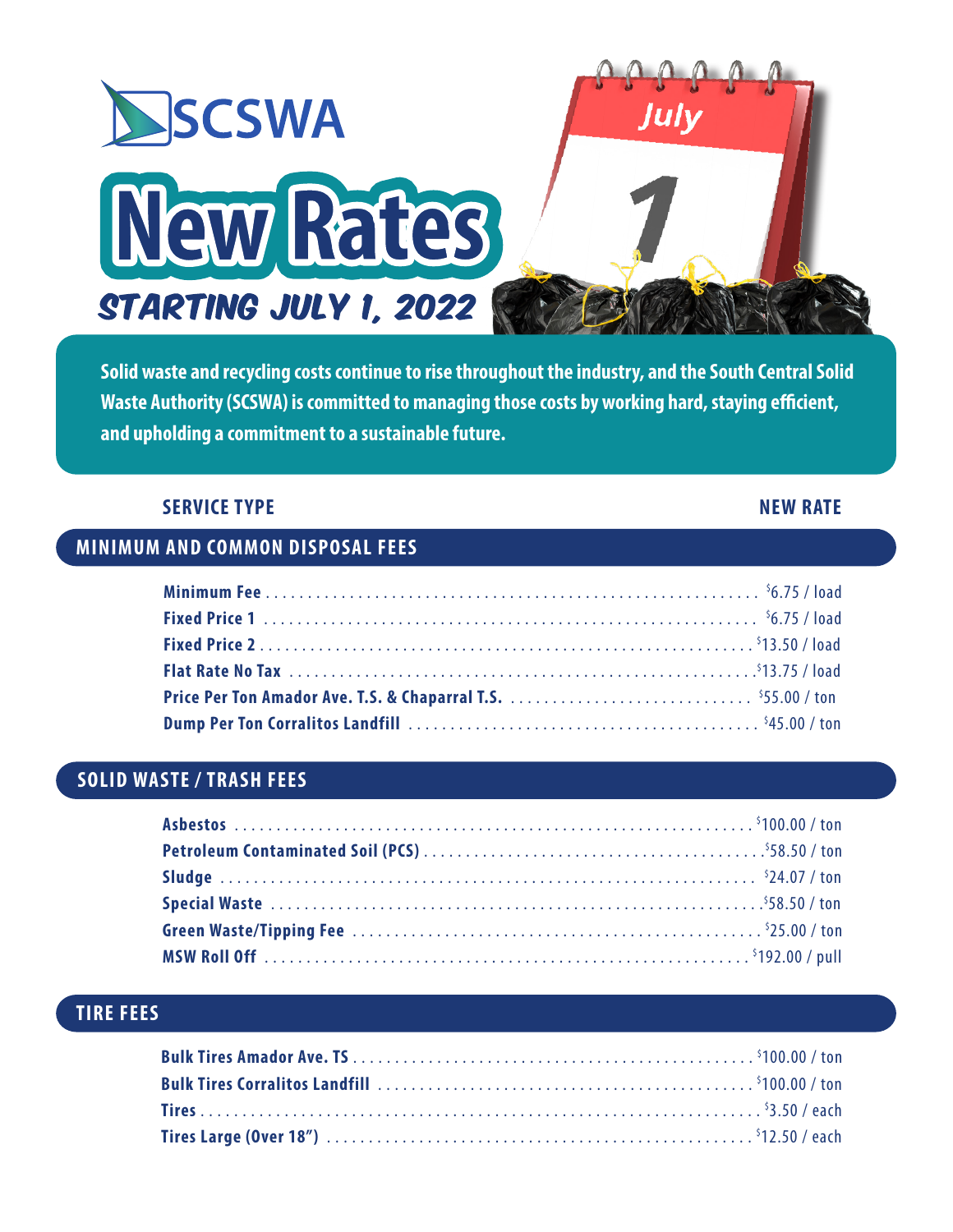# SCSWA

# New Rates

## STARTING JULY 1, 2022

**Solid waste and recycling costs continue to rise throughout the industry, and the South Central Solid Waste Authority (SCSWA) is committed to managing those costs by working hard, staying efficient, and upholding a commitment to a sustainable future.**

| SERVICE TYPE | NEW RATE |
|---|---|
| **MINIMUM AND COMMON DISPOSAL FEES** | |
| Minimum Fee | $6.75 / load |
| Fixed Price 1 | $6.75 / load |
| Fixed Price 2 | $13.50 / load |
| Flat Rate No Tax | $13.75 / load |
| Price Per Ton Amador Ave. T.S. & Chaparral T.S. | $55.00 / ton |
| Dump Per Ton Corralitos Landfill | $45.00 / ton |
| **SOLID WASTE / TRASH FEES** | |
| Asbestos | $100.00 / ton |
| Petroleum Contaminated Soil (PCS) | $58.50 / ton |
| Sludge | $24.07 / ton |
| Special Waste | $58.50 / ton |
| Green Waste/Tipping Fee | $25.00 / ton |
| MSW Roll Off | $192.00 / pull |
| **TIRE FEES** | |
| Bulk Tires Amador Ave. TS | $100.00 / ton |
| Bulk Tires Corralitos Landfill | $100.00 / ton |
| Tires | $3.50 / each |
| Tires Large (Over 18") | $12.50 / each |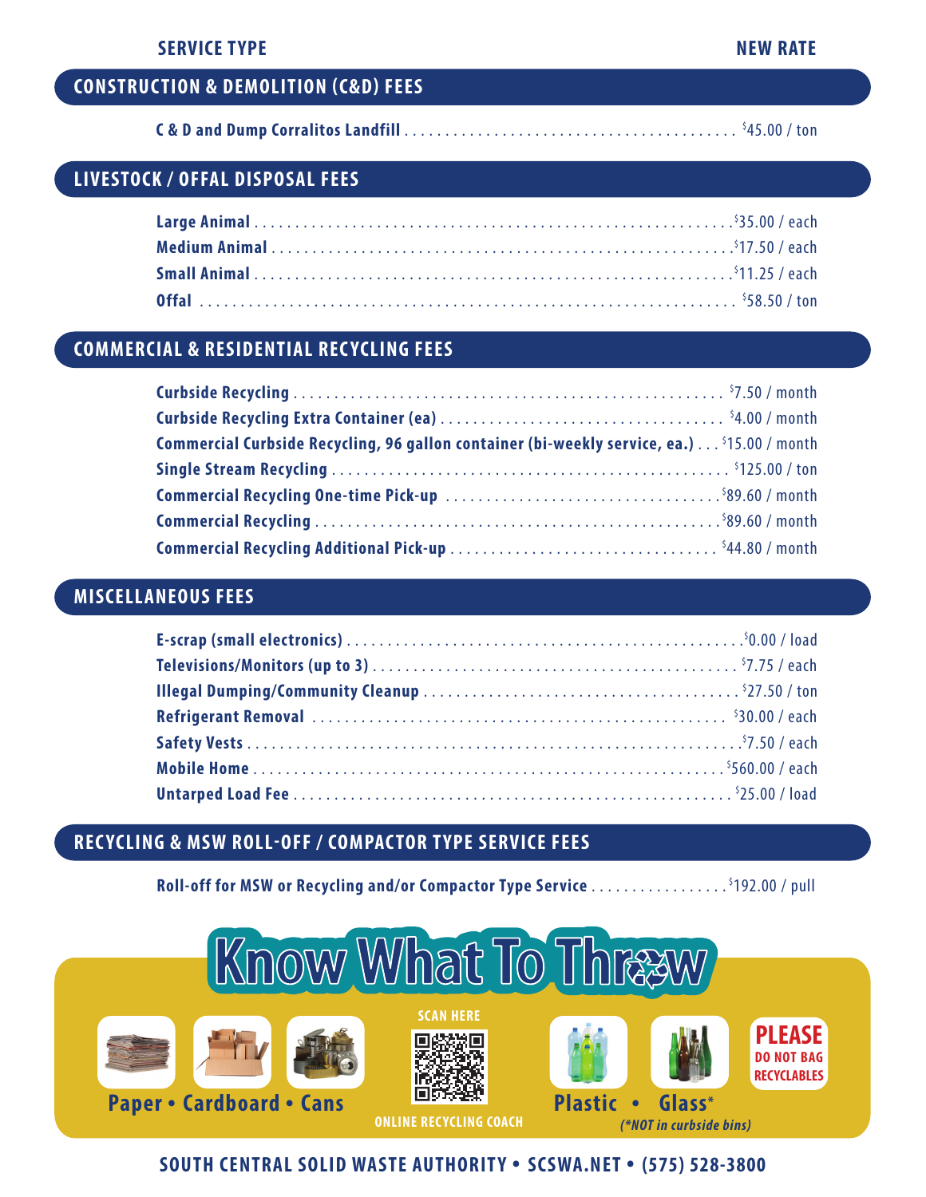| SERVICE TYPE | NEW RATE |
|---|---|
| **CONSTRUCTION & DEMOLITION (C&D) FEES** | |
| C & D and Dump Corralitos Landfill | $45.00 / ton |
| **LIVESTOCK / OFFAL DISPOSAL FEES** | |
| Large Animal | $35.00 / each |
| Medium Animal | $17.50 / each |
| Small Animal | $11.25 / each |
| Offal | $58.50 / ton |
| **COMMERCIAL & RESIDENTIAL RECYCLING FEES** | |
| Curbside Recycling | $7.50 / month |
| Curbside Recycling Extra Container (ea) | $4.00 / month |
| Commercial Curbside Recycling, 96 gallon container (bi-weekly service, ea.) | $15.00 / month |
| Single Stream Recycling | $125.00 / ton |
| Commercial Recycling One-time Pick-up | $89.60 / month |
| Commercial Recycling | $89.60 / month |
| Commercial Recycling Additional Pick-up | $44.80 / month |
| **MISCELLANEOUS FEES** | |
| E-scrap (small electronics) | $0.00 / load |
| Televisions/Monitors (up to 3) | $7.75 / each |
| Illegal Dumping/Community Cleanup | $27.50 / ton |
| Refrigerant Removal | $30.00 / each |
| Safety Vests | $7.50 / each |
| Mobile Home | $560.00 / each |
| Untarped Load Fee | $25.00 / load |
| **RECYCLING & MSW ROLL-OFF / COMPACTOR TYPE SERVICE FEES** | |
| Roll-off for MSW or Recycling and/or Compactor Type Service | $192.00 / pull |

## Know What To Throw

Paper • Cardboard • Cans

SCAN HERE

ONLINE RECYCLING COACH

Plastic • Glass*

(*NOT in curbside bins)

**PLEASE DO NOT BAG RECYCLABLES**

SOUTH CENTRAL SOLID WASTE AUTHORITY • SCSWA.NET • (575) 528-3800